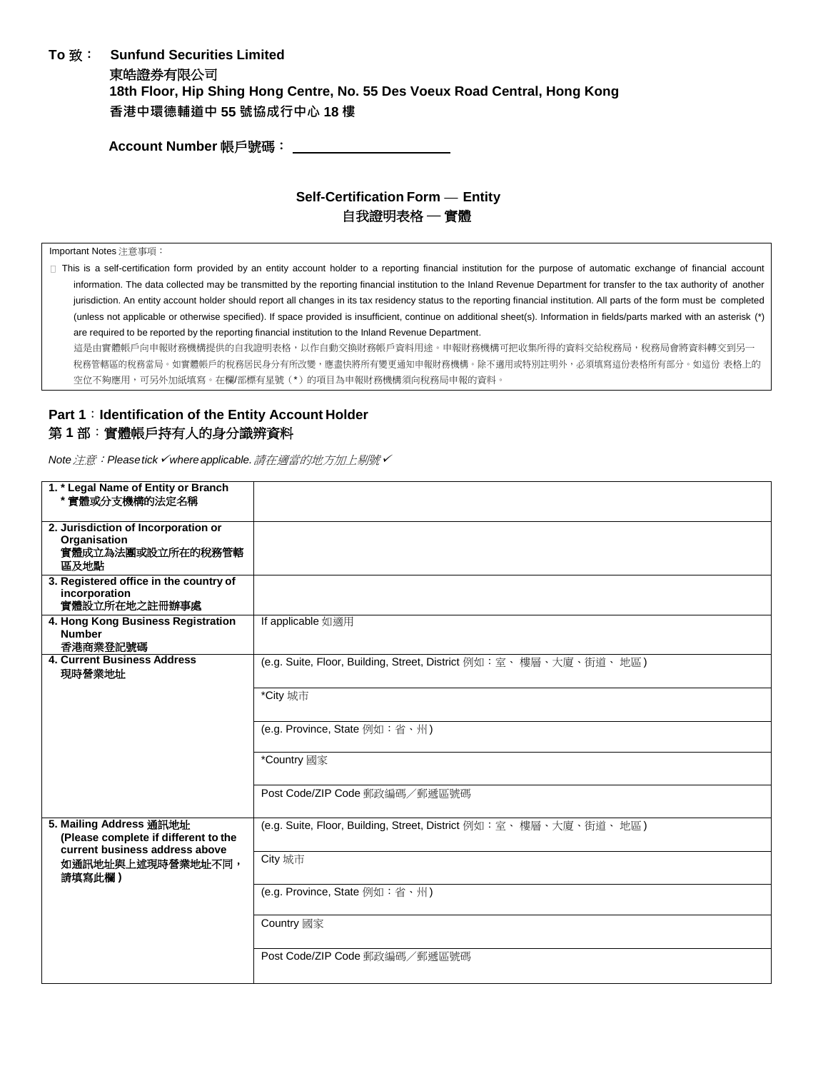**To 致： Sunfund Securities Limited**

**東皓證券有限公司**

**18th Floor, Hip Shing Hong Centre, No. 55 Des Voeux Road Central, Hong Kong**

**香港中環德輔道中 55 號協成行中心 18 樓**

**Account Number 帳戶號碼：** ____________________

## Self-Certification Form — Entity
## 自我證明表格 — 實體

Important Notes 注意事項：

- This is a self-certification form provided by an entity account holder to a reporting financial institution for the purpose of automatic exchange of financial account information. The data collected may be transmitted by the reporting financial institution to the Inland Revenue Department for transfer to the tax authority of another jurisdiction. An entity account holder should report all changes in its tax residency status to the reporting financial institution. All parts of the form must be completed (unless not applicable or otherwise specified). If space provided is insufficient, continue on additional sheet(s). Information in fields/parts marked with an asterisk (*) are required to be reported by the reporting financial institution to the Inland Revenue Department.

  這是由實體帳戶向申報財務機構提供的自我證明表格，以作自動交換財務帳戶資料用途。申報財務機構可把收集所得的資料交給稅務局，稅務局會將資料轉交到另一稅務管轄區的稅務當局。如實體帳戶的稅務居民身分有所改變，應盡快將所有變更通知申報財務機構。除不適用或特別註明外，必須填寫這份表格所有部分。如這份 表格上的空位不夠應用，可另外加紙填寫。在欄/部標有星號（*）的項目為申報財務機構須向稅務局申報的資料。

## Part 1：Identification of the Entity Account Holder
## 第 1 部：實體帳戶持有人的身分識辨資料

*Note 注意：Please tick ✓ where applicable. 請在適當的地方加上剔號 ✓*

| | |
|---|---|
| **1. * Legal Name of Entity or Branch**<br>**\* 實體或分支機構的法定名稱** | |
| **2. Jurisdiction of Incorporation or Organisation**<br>**實體成立為法團或設立所在的稅務管轄區及地點** | |
| **3. Registered office in the country of incorporation**<br>**實體設立所在地之註冊辦事處** | |
| **4. Hong Kong Business Registration Number**<br>**香港商業登記號碼** | If applicable 如適用 |
| **4. Current Business Address**<br>**現時營業地址** | (e.g. Suite, Floor, Building, Street, District 例如：室、 樓層、大廈、街道、 地區) |
| | *City 城市 |
| | (e.g. Province, State 例如：省、州) |
| | *Country 國家 |
| | Post Code/ZIP Code 郵政編碼／郵遞區號碼 |
| **5. Mailing Address 通訊地址**<br>**(Please complete if different to the current business address above**<br>**如通訊地址與上述現時營業地址不同，請填寫此欄）** | (e.g. Suite, Floor, Building, Street, District 例如：室、 樓層、大廈、街道、 地區) |
| | City 城市 |
| | (e.g. Province, State 例如：省、州) |
| | Country 國家 |
| | Post Code/ZIP Code 郵政編碼／郵遞區號碼 |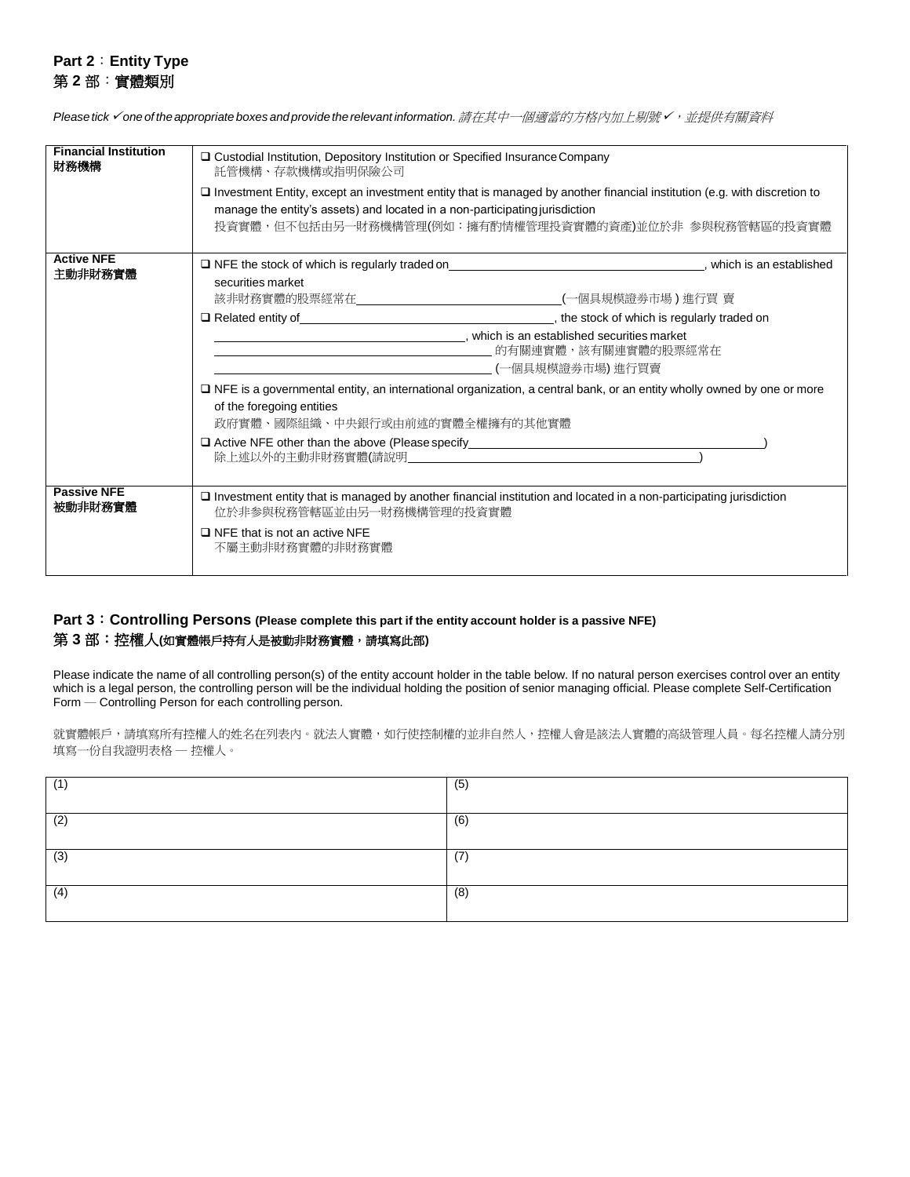## Part 2：Entity Type
## 第 2 部：實體類別

*Please tick ✓ one of the appropriate boxes and provide the relevant information. 請在其中一個適當的方格內加上剔號✓，並提供有關資料*

| | |
|---|---|
| **Financial Institution**<br>**財務機構** | ❑ Custodial Institution, Depository Institution or Specified Insurance Company<br>託管機構、存款機構或指明保險公司<br><br>❑ Investment Entity, except an investment entity that is managed by another financial institution (e.g. with discretion to manage the entity's assets) and located in a non-participating jurisdiction<br>投資實體，但不包括由另一財務機構管理(例如：擁有酌情權管理投資實體的資產)並位於非 參與稅務管轄區的投資實體 |
| **Active NFE**<br>**主動非財務實體** | ❑ NFE the stock of which is regularly traded on\_\_\_\_\_\_\_\_\_\_\_\_\_\_\_\_\_\_\_\_, which is an established securities market<br>該非財務實體的股票經常在\_\_\_\_\_\_\_\_\_\_\_\_\_\_\_\_\_\_\_\_(一個具規模證券市場 ) 進行買 賣<br><br>❑ Related entity of\_\_\_\_\_\_\_\_\_\_\_\_\_\_\_\_\_\_\_\_, the stock of which is regularly traded on \_\_\_\_\_\_\_\_\_\_\_\_\_\_\_\_\_\_\_\_, which is an established securities market<br>\_\_\_\_\_\_\_\_\_\_\_\_\_\_\_\_\_\_\_\_ 的有關連實體，該有關連實體的股票經常在 \_\_\_\_\_\_\_\_\_\_\_\_\_\_\_\_\_\_\_\_ (一個具規模證券市場) 進行買賣<br><br>❑ NFE is a governmental entity, an international organization, a central bank, or an entity wholly owned by one or more of the foregoing entities<br>政府實體、國際組織、中央銀行或由前述的實體全權擁有的其他實體<br><br>❑ Active NFE other than the above (Please specify\_\_\_\_\_\_\_\_\_\_\_\_\_\_\_\_\_\_\_\_)<br>除上述以外的主動非財務實體(請說明\_\_\_\_\_\_\_\_\_\_\_\_\_\_\_\_\_\_\_\_) |
| **Passive NFE**<br>**被動非財務實體** | ❑ Investment entity that is managed by another financial institution and located in a non-participating jurisdiction<br>位於非參與稅務管轄區並由另一財務機構管理的投資實體<br><br>❑ NFE that is not an active NFE<br>不屬主動非財務實體的非財務實體 |

## Part 3：Controlling Persons (Please complete this part if the entity account holder is a passive NFE)
## 第 3 部：控權人(如實體帳戶持有人是被動非財務實體，請填寫此部)

Please indicate the name of all controlling person(s) of the entity account holder in the table below. If no natural person exercises control over an entity which is a legal person, the controlling person will be the individual holding the position of senior managing official. Please complete Self-Certification Form — Controlling Person for each controlling person.

就實體帳戶，請填寫所有控權人的姓名在列表內。就法人實體，如行使控制權的並非自然人，控權人會是該法人實體的高級管理人員。每名控權人請分別填寫一份自我證明表格 — 控權人。

| | |
|---|---|
| (1) | (5) |
| (2) | (6) |
| (3) | (7) |
| (4) | (8) |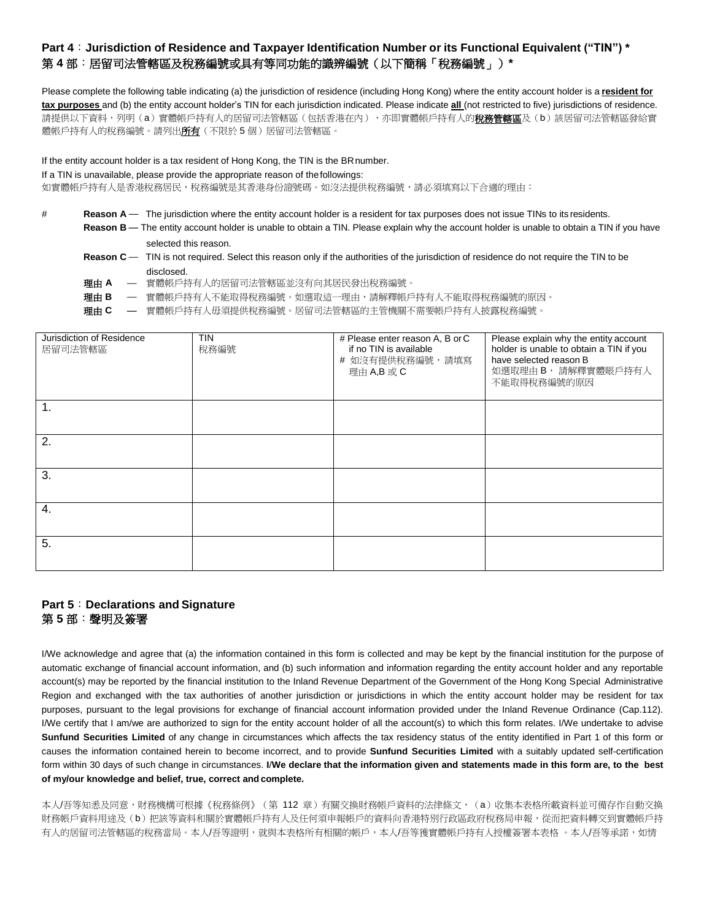## Part 4：Jurisdiction of Residence and Taxpayer Identification Number or its Functional Equivalent ("TIN") *
## 第 4 部：居留司法管轄區及稅務編號或具有等同功能的識辨編號（以下簡稱「稅務編號」）*

Please complete the following table indicating (a) the jurisdiction of residence (including Hong Kong) where the entity account holder is a **resident for tax purposes** and (b) the entity account holder's TIN for each jurisdiction indicated. Please indicate **all** (not restricted to five) jurisdictions of residence.
請提供以下資料，列明（a）實體帳戶持有人的居留司法管轄區（包括香港在內），亦即實體帳戶持有人的**稅務管轄區**及（b）該居留司法管轄區發給實體帳戶持有人的稅務編號。請列出***所有***（不限於 5 個）居留司法管轄區。

If the entity account holder is a tax resident of Hong Kong, the TIN is the BR number.
If a TIN is unavailable, please provide the appropriate reason of the followings:
如實體帳戶持有人是香港稅務居民，稅務編號是其香港身份證號碼。如沒法提供稅務編號，請必須填寫以下合適的理由：

\# **Reason A** — The jurisdiction where the entity account holder is a resident for tax purposes does not issue TINs to its residents.
**Reason B** — The entity account holder is unable to obtain a TIN. Please explain why the account holder is unable to obtain a TIN if you have selected this reason.
**Reason C** — TIN is not required. Select this reason only if the authorities of the jurisdiction of residence do not require the TIN to be disclosed.
**理由 A** — 實體帳戶持有人的居留司法管轄區並沒有向其居民發出稅務編號。
**理由 B** — 實體帳戶持有人不能取得稅務編號。如選取這一理由，請解釋帳戶持有人不能取得稅務編號的原因。
**理由 C** — 實體帳戶持有人毋須提供稅務編號。居留司法管轄區的主管機關不需要帳戶持有人披露稅務編號。

| Jurisdiction of Residence 居留司法管轄區 | TIN 稅務編號 | # Please enter reason A, B or C if no TIN is available # 如沒有提供稅務編號，請填寫理由 A,B 或 C | Please explain why the entity account holder is unable to obtain a TIN if you have selected reason B 如選取理由 B， 請解釋實體賬戶持有人不能取得稅務編號的原因 |
|---|---|---|---|
| 1. | | | |
| 2. | | | |
| 3. | | | |
| 4. | | | |
| 5. | | | |

## Part 5：Declarations and Signature
## 第 5 部：聲明及簽署

I/We acknowledge and agree that (a) the information contained in this form is collected and may be kept by the financial institution for the purpose of automatic exchange of financial account information, and (b) such information and information regarding the entity account holder and any reportable account(s) may be reported by the financial institution to the Inland Revenue Department of the Government of the Hong Kong Special Administrative Region and exchanged with the tax authorities of another jurisdiction or jurisdictions in which the entity account holder may be resident for tax purposes, pursuant to the legal provisions for exchange of financial account information provided under the Inland Revenue Ordinance (Cap.112). I/We certify that I am/we are authorized to sign for the entity account holder of all the account(s) to which this form relates. I/We undertake to advise **Sunfund Securities Limited** of any change in circumstances which affects the tax residency status of the entity identified in Part 1 of this form or causes the information contained herein to become incorrect, and to provide **Sunfund Securities Limited** with a suitably updated self-certification form within 30 days of such change in circumstances. **I/We declare that the information given and statements made in this form are, to the best of my/our knowledge and belief, true, correct and complete.**

本人/吾等知悉及同意，財務機構可根據《稅務條例》（第 112 章）有關交換財務帳戶資料的法律條文，（a）收集本表格所載資料並可備存作自動交換財務帳戶資料用途及（b）把該等資料和關於實體帳戶持有人及任何須申報帳戶的資料向香港特別行政區政府稅務局申報，從而把資料轉交到實體帳戶持有人的居留司法管轄區的稅務當局。本人/吾等證明，就與本表格所有相關的帳戶，本人/吾等獲實體帳戶持有人授權簽署本表格 。本人/吾等承諾，如情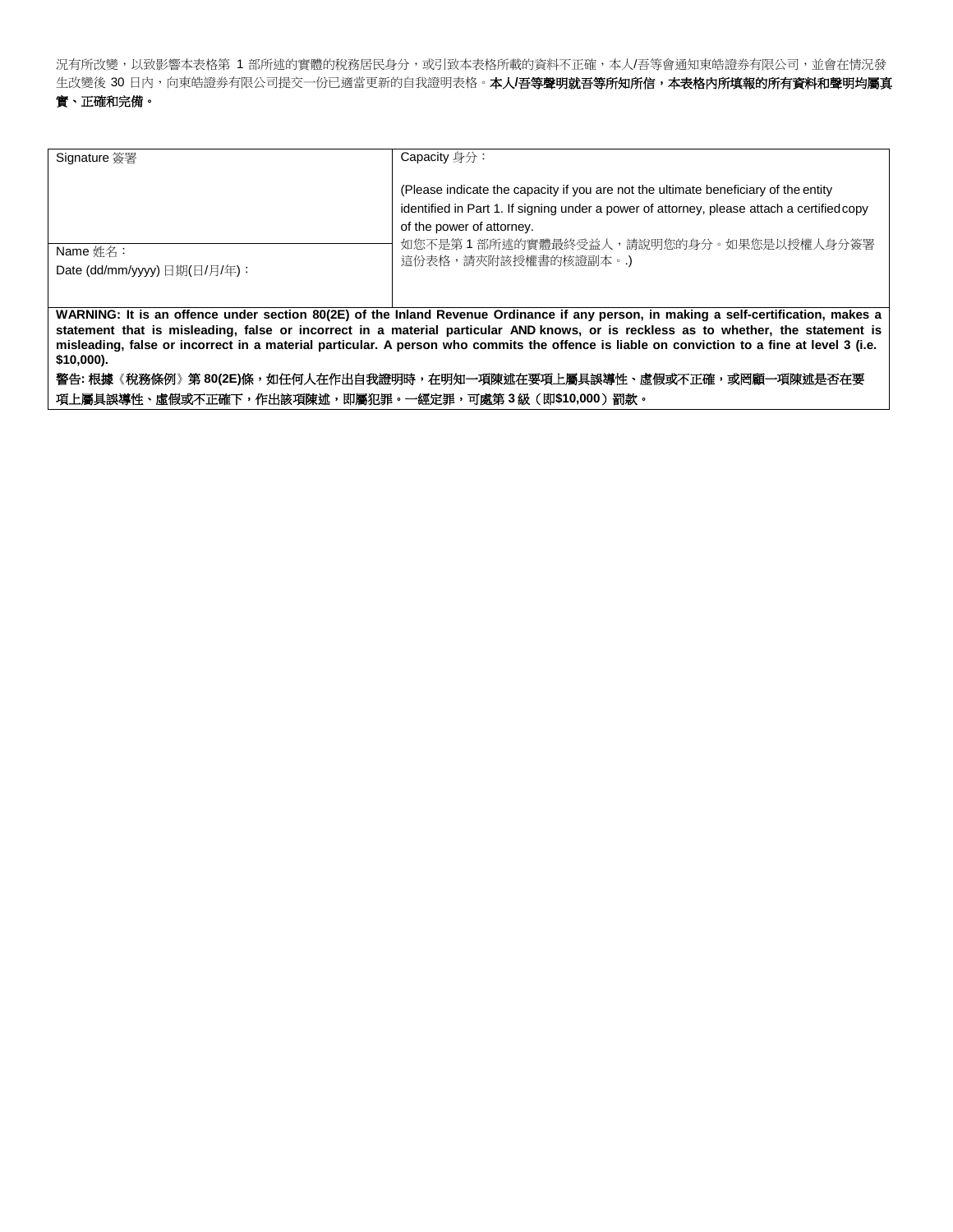況有所改變，以致影響本表格第 1 部所述的實體的稅務居民身分，或引致本表格所載的資料不正確，本人/吾等會通知東皓證券有限公司，並會在情況發生改變後 30 日內，向東皓證券有限公司提交一份已適當更新的自我證明表格。**本人/吾等聲明就吾等所知所信，本表格內所填報的所有資料和聲明均屬真實、正確和完備。**

| | |
|---|---|
| Signature 簽署 | Capacity 身分：<br><br>(Please indicate the capacity if you are not the ultimate beneficiary of the entity identified in Part 1. If signing under a power of attorney, please attach a certified copy of the power of attorney.<br>如您不是第 1 部所述的實體最終受益人，請說明您的身分。如果您是以授權人身分簽署這份表格，請夾附該授權書的核證副本。.) |
| Name 姓名：<br>Date (dd/mm/yyyy) 日期(日/月/年)： | |

**WARNING: It is an offence under section 80(2E) of the Inland Revenue Ordinance if any person, in making a self-certification, makes a statement that is misleading, false or incorrect in a material particular AND knows, or is reckless as to whether, the statement is misleading, false or incorrect in a material particular. A person who commits the offence is liable on conviction to a fine at level 3 (i.e. $10,000).**

**警告: 根據《稅務條例》第 80(2E)條，如任何人在作出自我證明時，在明知一項陳述在要項上屬具誤導性、虛假或不正確，或罔顧一項陳述是否在要項上屬具誤導性、虛假或不正確下，作出該項陳述，即屬犯罪。一經定罪，可處第 3 級（即$10,000）罰款。**